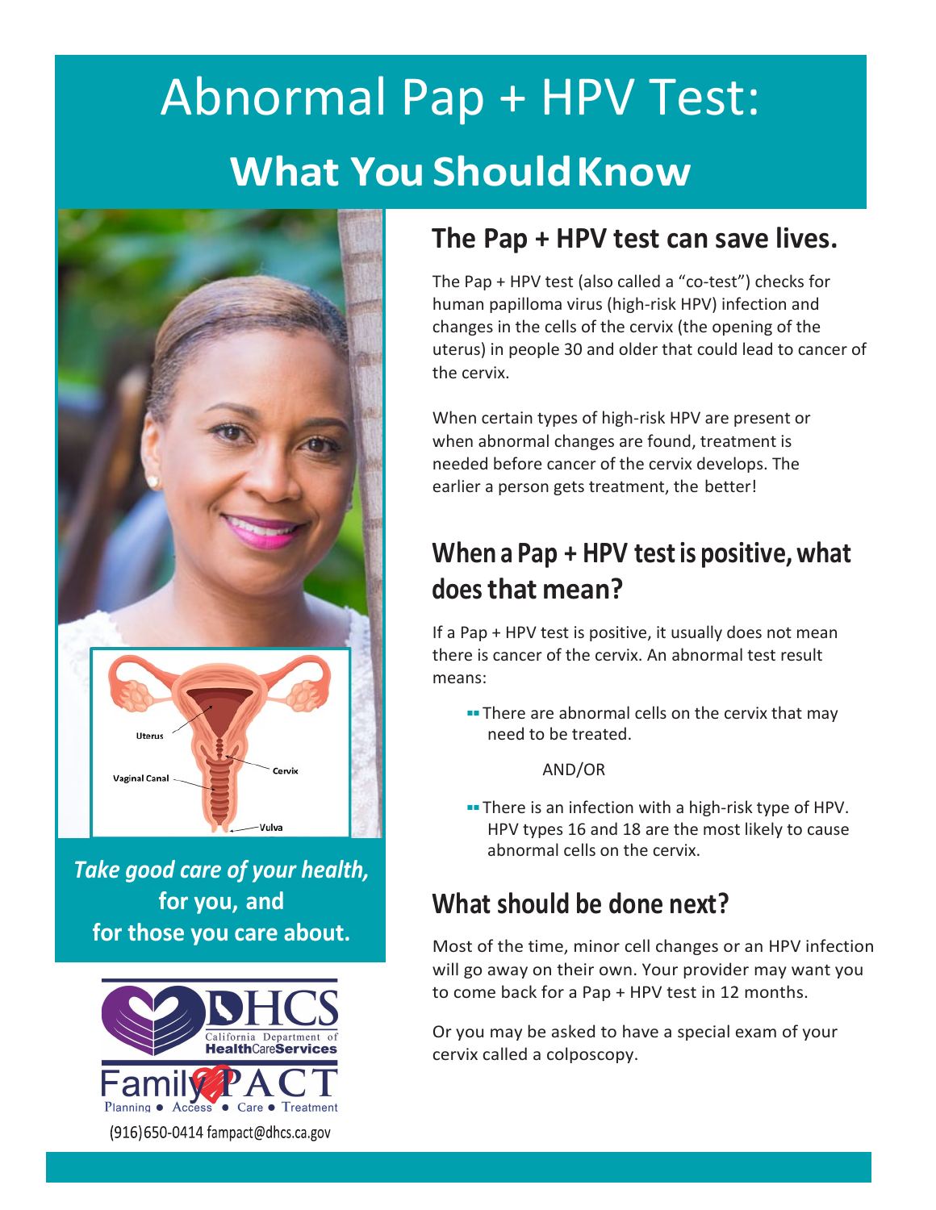# Abnormal Pap + HPV Test:

## What You Should Know

*Take good care of your health,* **for you, and for those you care about.**

(916)650-0414 fampact@dhcs.ca.gov

## The Pap + HPV test can save lives.

The Pap + HPV test (also called a "co-test") checks for human papilloma virus (high-risk HPV) infection and changes in the cells of the cervix (the opening of the uterus) in people 30 and older that could lead to cancer of the cervix.

When certain types of high-risk HPV are present or when abnormal changes are found, treatment is needed before cancer of the cervix develops. The earlier a person gets treatment, the better!

## When a Pap + HPV test is positive, what does that mean?

If a Pap + HPV test is positive, it usually does not mean there is cancer of the cervix. An abnormal test result means:

- There are abnormal cells on the cervix that may need to be treated.

AND/OR

- There is an infection with a high-risk type of HPV. HPV types 16 and 18 are the most likely to cause abnormal cells on the cervix.

## What should be done next?

Most of the time, minor cell changes or an HPV infection will go away on their own. Your provider may want you to come back for a Pap + HPV test in 12 months.

Or you may be asked to have a special exam of your cervix called a colposcopy.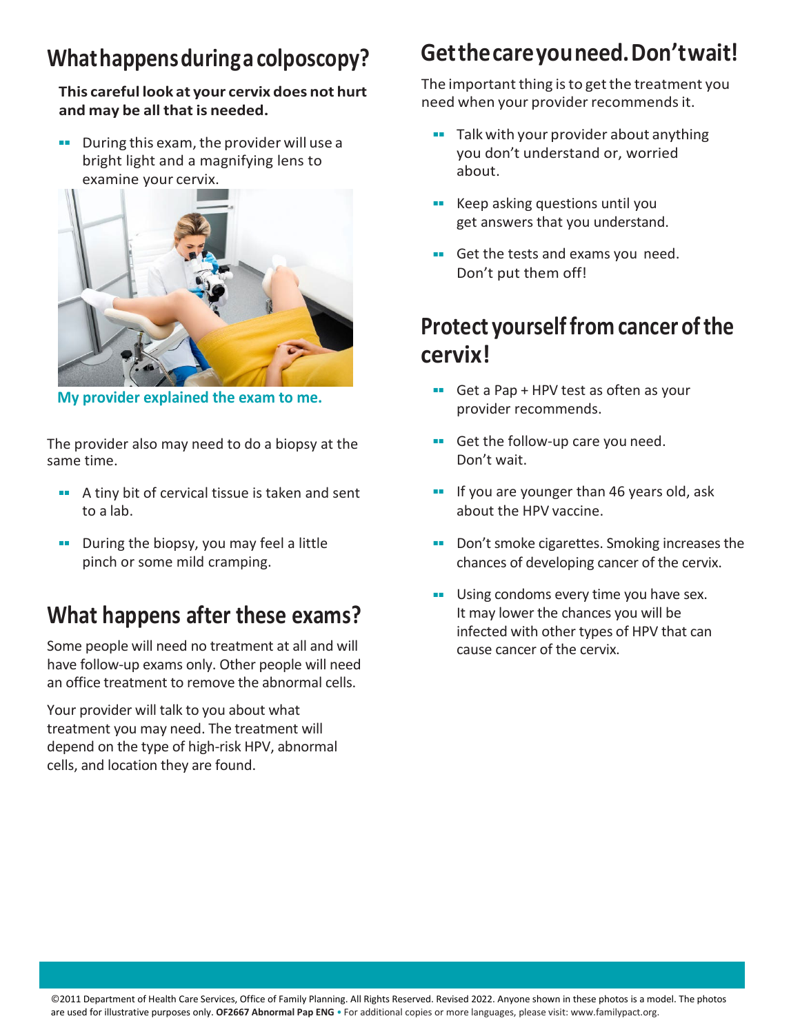## What happens during a colposcopy?

**This careful look at your cervix does not hurt and may be all that is needed.**

- During this exam, the provider will use a bright light and a magnifying lens to examine your cervix.

My provider explained the exam to me.

The provider also may need to do a biopsy at the same time.

- A tiny bit of cervical tissue is taken and sent to a lab.
- During the biopsy, you may feel a little pinch or some mild cramping.

## What happens after these exams?

Some people will need no treatment at all and will have follow-up exams only. Other people will need an office treatment to remove the abnormal cells.

Your provider will talk to you about what treatment you may need. The treatment will depend on the type of high-risk HPV, abnormal cells, and location they are found.

## Get the care you need. Don't wait!

The important thing is to get the treatment you need when your provider recommends it.

- Talk with your provider about anything you don't understand or, worried about.
- Keep asking questions until you get answers that you understand.
- Get the tests and exams you need. Don't put them off!

## Protect yourself from cancer of the cervix!

- Get a Pap + HPV test as often as your provider recommends.
- Get the follow-up care you need. Don't wait.
- If you are younger than 46 years old, ask about the HPV vaccine.
- Don't smoke cigarettes. Smoking increases the chances of developing cancer of the cervix.
- Using condoms every time you have sex. It may lower the chances you will be infected with other types of HPV that can cause cancer of the cervix.

©2011 Department of Health Care Services, Office of Family Planning. All Rights Reserved. Revised 2022. Anyone shown in these photos is a model. The photos are used for illustrative purposes only. **OF2667 Abnormal Pap ENG** • For additional copies or more languages, please visit: www.familypact.org.